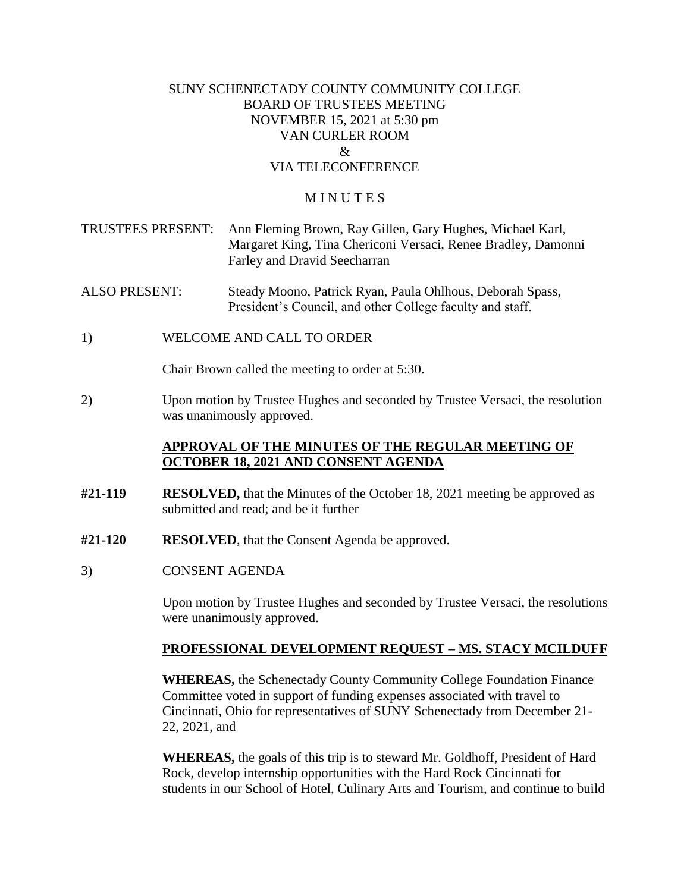SUNY SCHENECTADY COUNTY COMMUNITY COLLEGE
BOARD OF TRUSTEES MEETING
NOVEMBER 15, 2021 at 5:30 pm
VAN CURLER ROOM
&
VIA TELECONFERENCE

M I N U T E S

TRUSTEES PRESENT: Ann Fleming Brown, Ray Gillen, Gary Hughes, Michael Karl, Margaret King, Tina Chericoni Versaci, Renee Bradley, Damonni Farley and Dravid Seecharran

ALSO PRESENT: Steady Moono, Patrick Ryan, Paula Ohlhous, Deborah Spass, President's Council, and other College faculty and staff.

1) WELCOME AND CALL TO ORDER

Chair Brown called the meeting to order at 5:30.

2) Upon motion by Trustee Hughes and seconded by Trustee Versaci, the resolution was unanimously approved.

**APPROVAL OF THE MINUTES OF THE REGULAR MEETING OF OCTOBER 18, 2021 AND CONSENT AGENDA**

**#21-119** **RESOLVED,** that the Minutes of the October 18, 2021 meeting be approved as submitted and read; and be it further

**#21-120** **RESOLVED**, that the Consent Agenda be approved.

3) CONSENT AGENDA

Upon motion by Trustee Hughes and seconded by Trustee Versaci, the resolutions were unanimously approved.

**PROFESSIONAL DEVELOPMENT REQUEST – MS. STACY MCILDUFF**

**WHEREAS,** the Schenectady County Community College Foundation Finance Committee voted in support of funding expenses associated with travel to Cincinnati, Ohio for representatives of SUNY Schenectady from December 21-22, 2021, and

**WHEREAS,** the goals of this trip is to steward Mr. Goldhoff, President of Hard Rock, develop internship opportunities with the Hard Rock Cincinnati for students in our School of Hotel, Culinary Arts and Tourism, and continue to build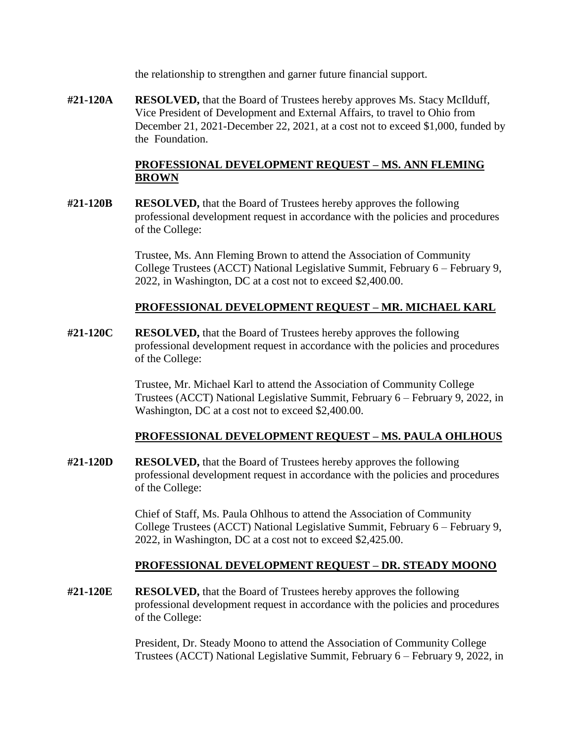the relationship to strengthen and garner future financial support.

**#21-120A** **RESOLVED,** that the Board of Trustees hereby approves Ms. Stacy McIlduff, Vice President of Development and External Affairs, to travel to Ohio from December 21, 2021-December 22, 2021, at a cost not to exceed $1,000, funded by the Foundation.

**PROFESSIONAL DEVELOPMENT REQUEST – MS. ANN FLEMING BROWN**

**#21-120B** **RESOLVED,** that the Board of Trustees hereby approves the following professional development request in accordance with the policies and procedures of the College:

Trustee, Ms. Ann Fleming Brown to attend the Association of Community College Trustees (ACCT) National Legislative Summit, February 6 – February 9, 2022, in Washington, DC at a cost not to exceed $2,400.00.

**PROFESSIONAL DEVELOPMENT REQUEST – MR. MICHAEL KARL**

**#21-120C** **RESOLVED,** that the Board of Trustees hereby approves the following professional development request in accordance with the policies and procedures of the College:

Trustee, Mr. Michael Karl to attend the Association of Community College Trustees (ACCT) National Legislative Summit, February 6 – February 9, 2022, in Washington, DC at a cost not to exceed $2,400.00.

**PROFESSIONAL DEVELOPMENT REQUEST – MS. PAULA OHLHOUS**

**#21-120D** **RESOLVED,** that the Board of Trustees hereby approves the following professional development request in accordance with the policies and procedures of the College:

Chief of Staff, Ms. Paula Ohlhous to attend the Association of Community College Trustees (ACCT) National Legislative Summit, February 6 – February 9, 2022, in Washington, DC at a cost not to exceed $2,425.00.

**PROFESSIONAL DEVELOPMENT REQUEST – DR. STEADY MOONO**

**#21-120E** **RESOLVED,** that the Board of Trustees hereby approves the following professional development request in accordance with the policies and procedures of the College:

President, Dr. Steady Moono to attend the Association of Community College Trustees (ACCT) National Legislative Summit, February 6 – February 9, 2022, in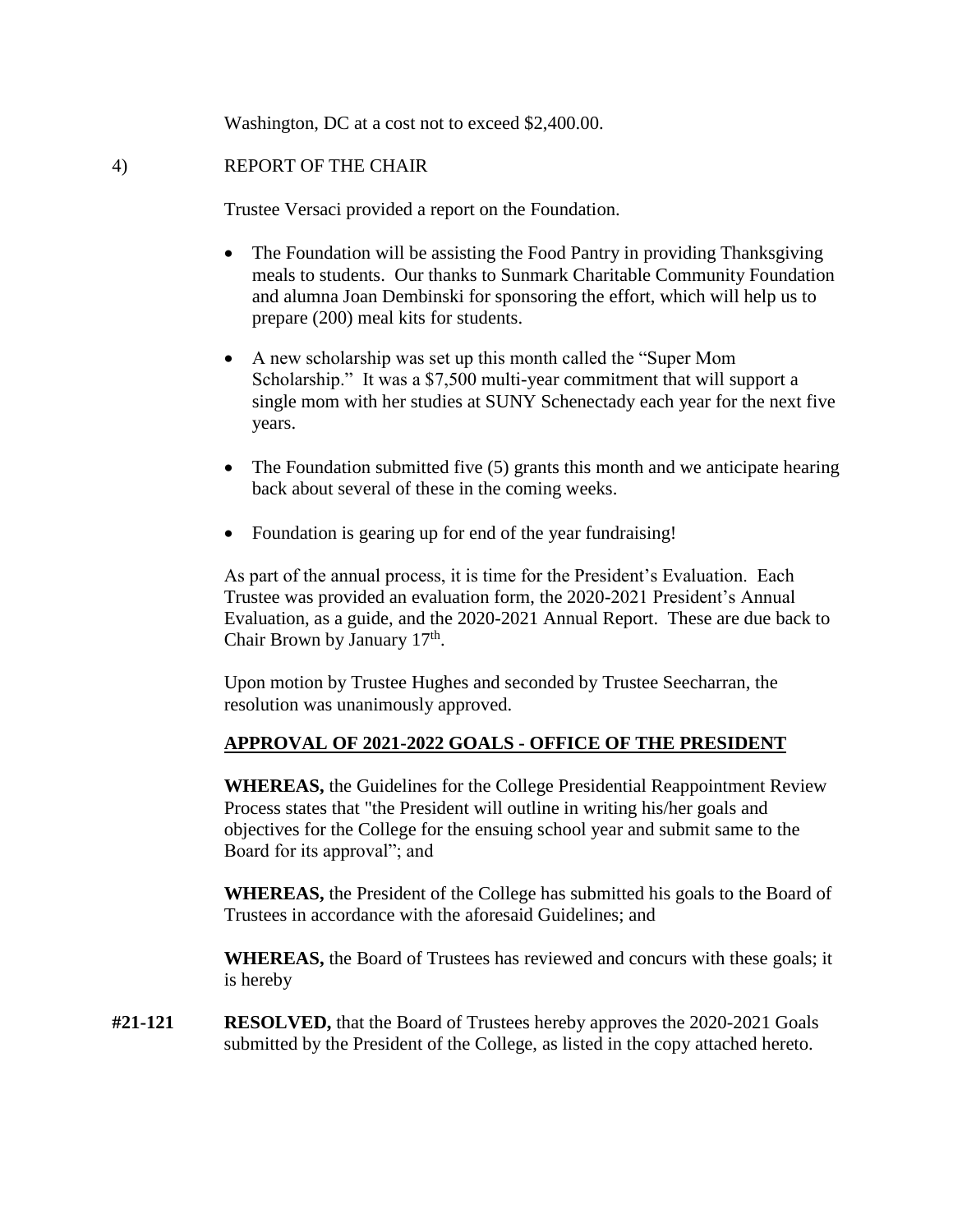Washington, DC at a cost not to exceed $2,400.00.

4) REPORT OF THE CHAIR

Trustee Versaci provided a report on the Foundation.

- The Foundation will be assisting the Food Pantry in providing Thanksgiving meals to students. Our thanks to Sunmark Charitable Community Foundation and alumna Joan Dembinski for sponsoring the effort, which will help us to prepare (200) meal kits for students.

- A new scholarship was set up this month called the "Super Mom Scholarship." It was a $7,500 multi-year commitment that will support a single mom with her studies at SUNY Schenectady each year for the next five years.

- The Foundation submitted five (5) grants this month and we anticipate hearing back about several of these in the coming weeks.

- Foundation is gearing up for end of the year fundraising!

As part of the annual process, it is time for the President's Evaluation. Each Trustee was provided an evaluation form, the 2020-2021 President's Annual Evaluation, as a guide, and the 2020-2021 Annual Report. These are due back to Chair Brown by January 17th.

Upon motion by Trustee Hughes and seconded by Trustee Seecharran, the resolution was unanimously approved.

**APPROVAL OF 2021-2022 GOALS - OFFICE OF THE PRESIDENT**

**WHEREAS,** the Guidelines for the College Presidential Reappointment Review Process states that "the President will outline in writing his/her goals and objectives for the College for the ensuing school year and submit same to the Board for its approval"; and

**WHEREAS,** the President of the College has submitted his goals to the Board of Trustees in accordance with the aforesaid Guidelines; and

**WHEREAS,** the Board of Trustees has reviewed and concurs with these goals; it is hereby

**#21-121** **RESOLVED,** that the Board of Trustees hereby approves the 2020-2021 Goals submitted by the President of the College, as listed in the copy attached hereto.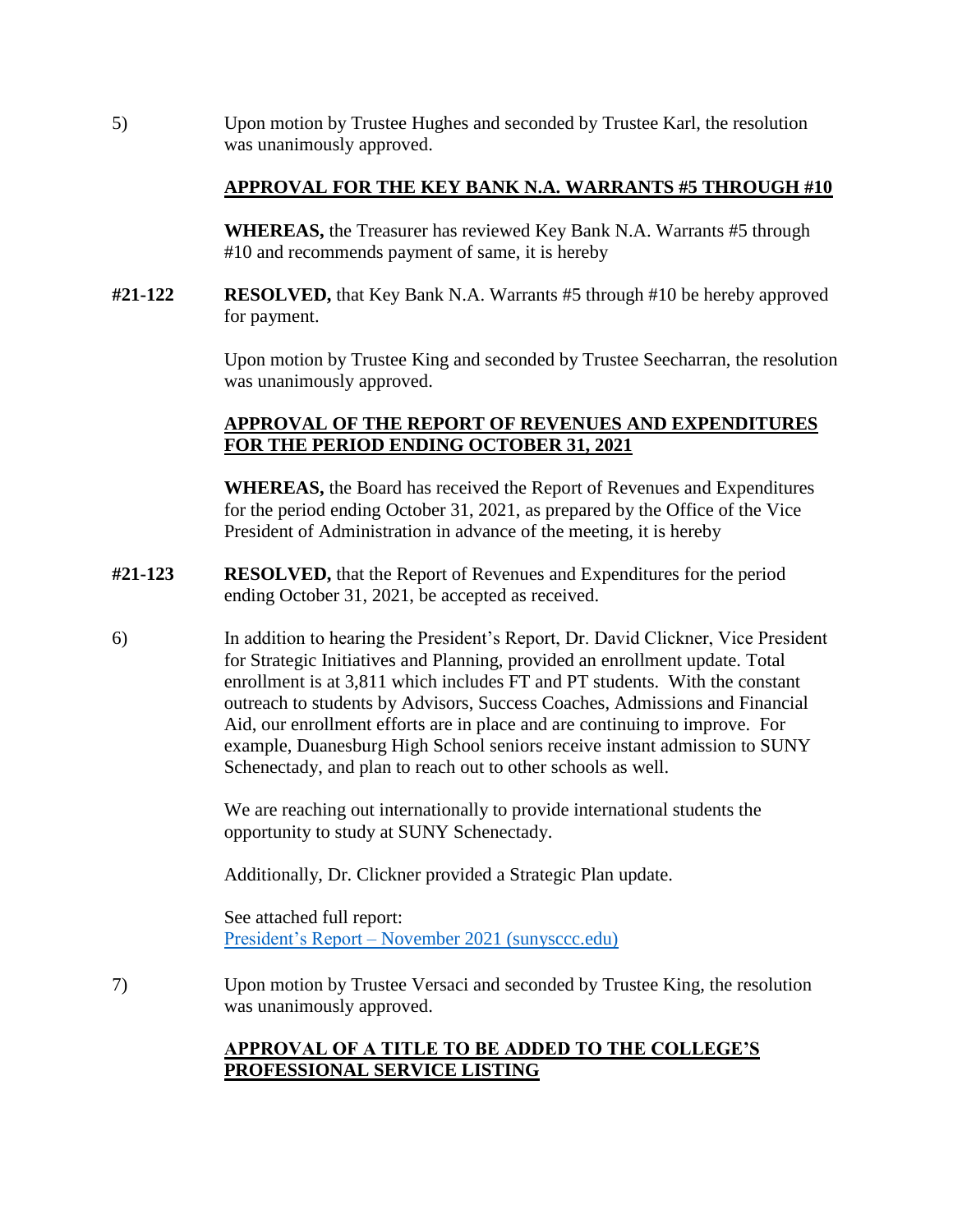5) Upon motion by Trustee Hughes and seconded by Trustee Karl, the resolution was unanimously approved.

**APPROVAL FOR THE KEY BANK N.A. WARRANTS #5 THROUGH #10**

**WHEREAS,** the Treasurer has reviewed Key Bank N.A. Warrants #5 through #10 and recommends payment of same, it is hereby

**#21-122** **RESOLVED,** that Key Bank N.A. Warrants #5 through #10 be hereby approved for payment.

Upon motion by Trustee King and seconded by Trustee Seecharran, the resolution was unanimously approved.

**APPROVAL OF THE REPORT OF REVENUES AND EXPENDITURES FOR THE PERIOD ENDING OCTOBER 31, 2021**

**WHEREAS,** the Board has received the Report of Revenues and Expenditures for the period ending October 31, 2021, as prepared by the Office of the Vice President of Administration in advance of the meeting, it is hereby

**#21-123** **RESOLVED,** that the Report of Revenues and Expenditures for the period ending October 31, 2021, be accepted as received.

6) In addition to hearing the President's Report, Dr. David Clickner, Vice President for Strategic Initiatives and Planning, provided an enrollment update. Total enrollment is at 3,811 which includes FT and PT students. With the constant outreach to students by Advisors, Success Coaches, Admissions and Financial Aid, our enrollment efforts are in place and are continuing to improve. For example, Duanesburg High School seniors receive instant admission to SUNY Schenectady, and plan to reach out to other schools as well.

We are reaching out internationally to provide international students the opportunity to study at SUNY Schenectady.

Additionally, Dr. Clickner provided a Strategic Plan update.

See attached full report:
President's Report – November 2021 (sunysccc.edu)

7) Upon motion by Trustee Versaci and seconded by Trustee King, the resolution was unanimously approved.

**APPROVAL OF A TITLE TO BE ADDED TO THE COLLEGE'S PROFESSIONAL SERVICE LISTING**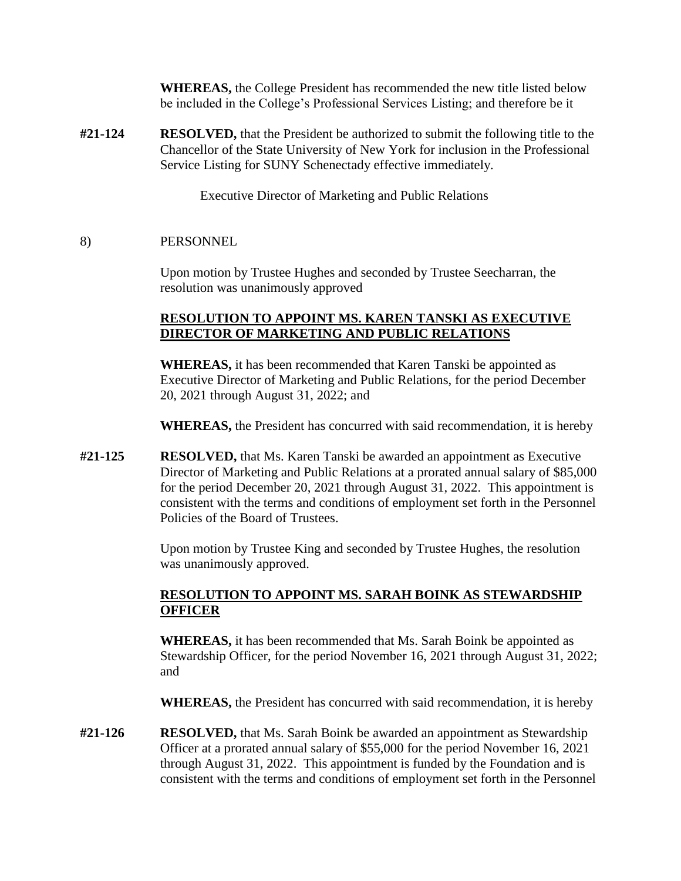**WHEREAS,** the College President has recommended the new title listed below be included in the College's Professional Services Listing; and therefore be it

**#21-124** **RESOLVED,** that the President be authorized to submit the following title to the Chancellor of the State University of New York for inclusion in the Professional Service Listing for SUNY Schenectady effective immediately.

Executive Director of Marketing and Public Relations

8) PERSONNEL

Upon motion by Trustee Hughes and seconded by Trustee Seecharran, the resolution was unanimously approved

**RESOLUTION TO APPOINT MS. KAREN TANSKI AS EXECUTIVE DIRECTOR OF MARKETING AND PUBLIC RELATIONS**

**WHEREAS,** it has been recommended that Karen Tanski be appointed as Executive Director of Marketing and Public Relations, for the period December 20, 2021 through August 31, 2022; and

**WHEREAS,** the President has concurred with said recommendation, it is hereby

**#21-125** **RESOLVED,** that Ms. Karen Tanski be awarded an appointment as Executive Director of Marketing and Public Relations at a prorated annual salary of $85,000 for the period December 20, 2021 through August 31, 2022. This appointment is consistent with the terms and conditions of employment set forth in the Personnel Policies of the Board of Trustees.

Upon motion by Trustee King and seconded by Trustee Hughes, the resolution was unanimously approved.

**RESOLUTION TO APPOINT MS. SARAH BOINK AS STEWARDSHIP OFFICER**

**WHEREAS,** it has been recommended that Ms. Sarah Boink be appointed as Stewardship Officer, for the period November 16, 2021 through August 31, 2022; and

**WHEREAS,** the President has concurred with said recommendation, it is hereby

**#21-126** **RESOLVED,** that Ms. Sarah Boink be awarded an appointment as Stewardship Officer at a prorated annual salary of $55,000 for the period November 16, 2021 through August 31, 2022. This appointment is funded by the Foundation and is consistent with the terms and conditions of employment set forth in the Personnel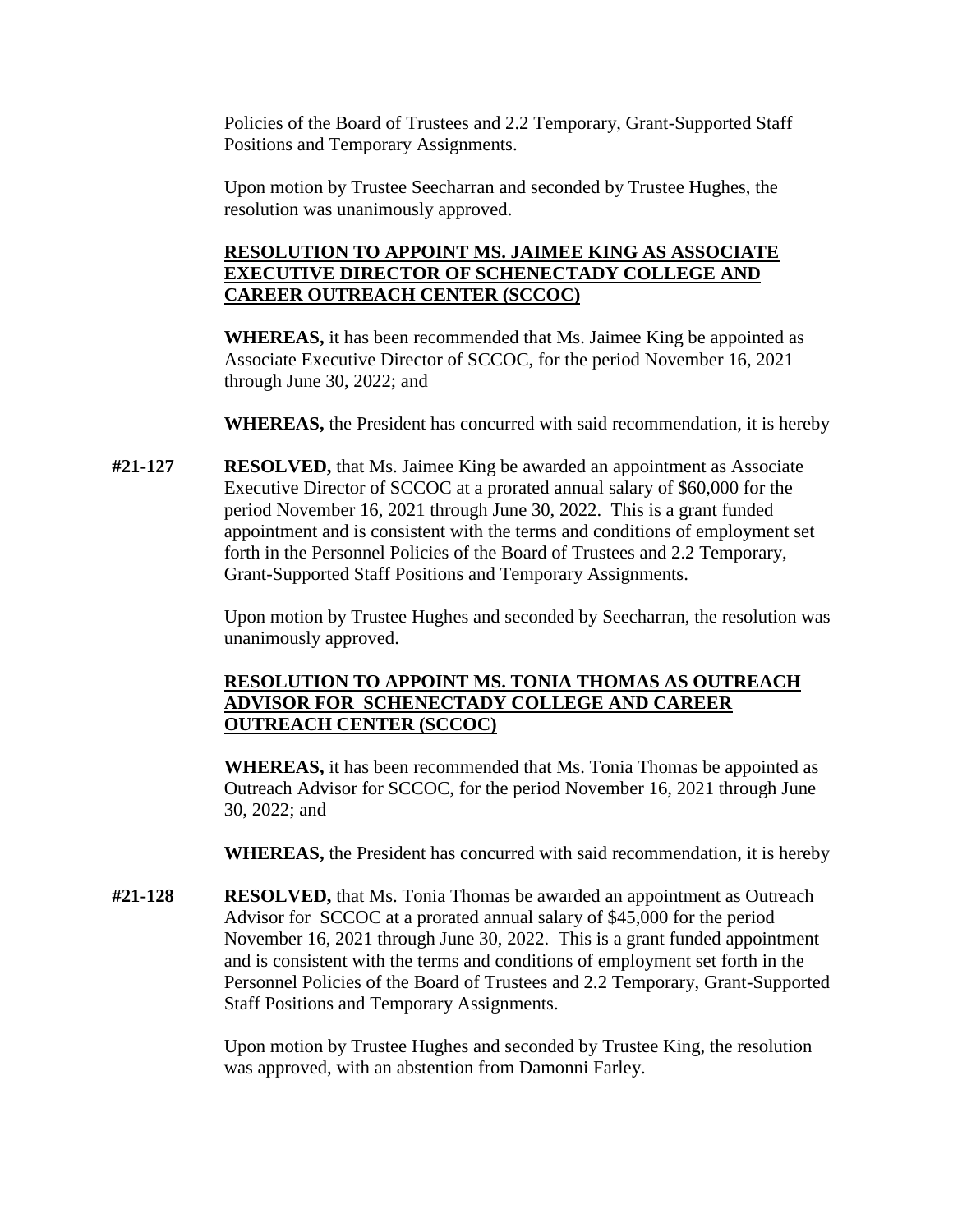Policies of the Board of Trustees and 2.2 Temporary, Grant-Supported Staff Positions and Temporary Assignments.

Upon motion by Trustee Seecharran and seconded by Trustee Hughes, the resolution was unanimously approved.

**RESOLUTION TO APPOINT MS. JAIMEE KING AS ASSOCIATE EXECUTIVE DIRECTOR OF SCHENECTADY COLLEGE AND CAREER OUTREACH CENTER (SCCOC)**

**WHEREAS,** it has been recommended that Ms. Jaimee King be appointed as Associate Executive Director of SCCOC, for the period November 16, 2021 through June 30, 2022; and

**WHEREAS,** the President has concurred with said recommendation, it is hereby

**#21-127** **RESOLVED,** that Ms. Jaimee King be awarded an appointment as Associate Executive Director of SCCOC at a prorated annual salary of $60,000 for the period November 16, 2021 through June 30, 2022. This is a grant funded appointment and is consistent with the terms and conditions of employment set forth in the Personnel Policies of the Board of Trustees and 2.2 Temporary, Grant-Supported Staff Positions and Temporary Assignments.

Upon motion by Trustee Hughes and seconded by Seecharran, the resolution was unanimously approved.

**RESOLUTION TO APPOINT MS. TONIA THOMAS AS OUTREACH ADVISOR FOR SCHENECTADY COLLEGE AND CAREER OUTREACH CENTER (SCCOC)**

**WHEREAS,** it has been recommended that Ms. Tonia Thomas be appointed as Outreach Advisor for SCCOC, for the period November 16, 2021 through June 30, 2022; and

**WHEREAS,** the President has concurred with said recommendation, it is hereby

**#21-128** **RESOLVED,** that Ms. Tonia Thomas be awarded an appointment as Outreach Advisor for SCCOC at a prorated annual salary of $45,000 for the period November 16, 2021 through June 30, 2022. This is a grant funded appointment and is consistent with the terms and conditions of employment set forth in the Personnel Policies of the Board of Trustees and 2.2 Temporary, Grant-Supported Staff Positions and Temporary Assignments.

Upon motion by Trustee Hughes and seconded by Trustee King, the resolution was approved, with an abstention from Damonni Farley.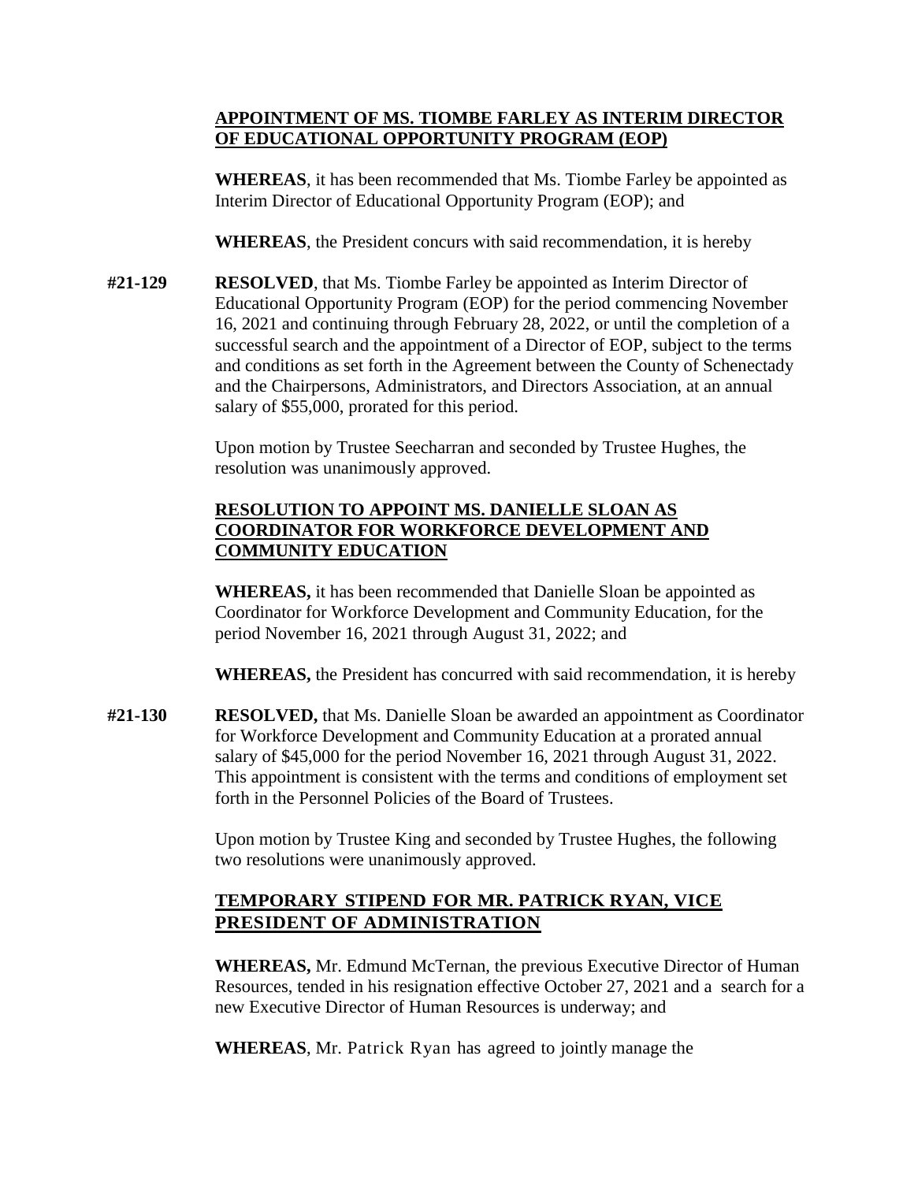**APPOINTMENT OF MS. TIOMBE FARLEY AS INTERIM DIRECTOR OF EDUCATIONAL OPPORTUNITY PROGRAM (EOP)**

**WHEREAS**, it has been recommended that Ms. Tiombe Farley be appointed as Interim Director of Educational Opportunity Program (EOP); and

**WHEREAS**, the President concurs with said recommendation, it is hereby

**#21-129** **RESOLVED**, that Ms. Tiombe Farley be appointed as Interim Director of Educational Opportunity Program (EOP) for the period commencing November 16, 2021 and continuing through February 28, 2022, or until the completion of a successful search and the appointment of a Director of EOP, subject to the terms and conditions as set forth in the Agreement between the County of Schenectady and the Chairpersons, Administrators, and Directors Association, at an annual salary of $55,000, prorated for this period.

Upon motion by Trustee Seecharran and seconded by Trustee Hughes, the resolution was unanimously approved.

**RESOLUTION TO APPOINT MS. DANIELLE SLOAN AS COORDINATOR FOR WORKFORCE DEVELOPMENT AND COMMUNITY EDUCATION**

**WHEREAS,** it has been recommended that Danielle Sloan be appointed as Coordinator for Workforce Development and Community Education, for the period November 16, 2021 through August 31, 2022; and

**WHEREAS,** the President has concurred with said recommendation, it is hereby

**#21-130** **RESOLVED,** that Ms. Danielle Sloan be awarded an appointment as Coordinator for Workforce Development and Community Education at a prorated annual salary of $45,000 for the period November 16, 2021 through August 31, 2022. This appointment is consistent with the terms and conditions of employment set forth in the Personnel Policies of the Board of Trustees.

Upon motion by Trustee King and seconded by Trustee Hughes, the following two resolutions were unanimously approved.

**TEMPORARY STIPEND FOR MR. PATRICK RYAN, VICE PRESIDENT OF ADMINISTRATION**

**WHEREAS,** Mr. Edmund McTernan, the previous Executive Director of Human Resources, tended in his resignation effective October 27, 2021 and a search for a new Executive Director of Human Resources is underway; and

**WHEREAS**, Mr. Patrick Ryan has agreed to jointly manage the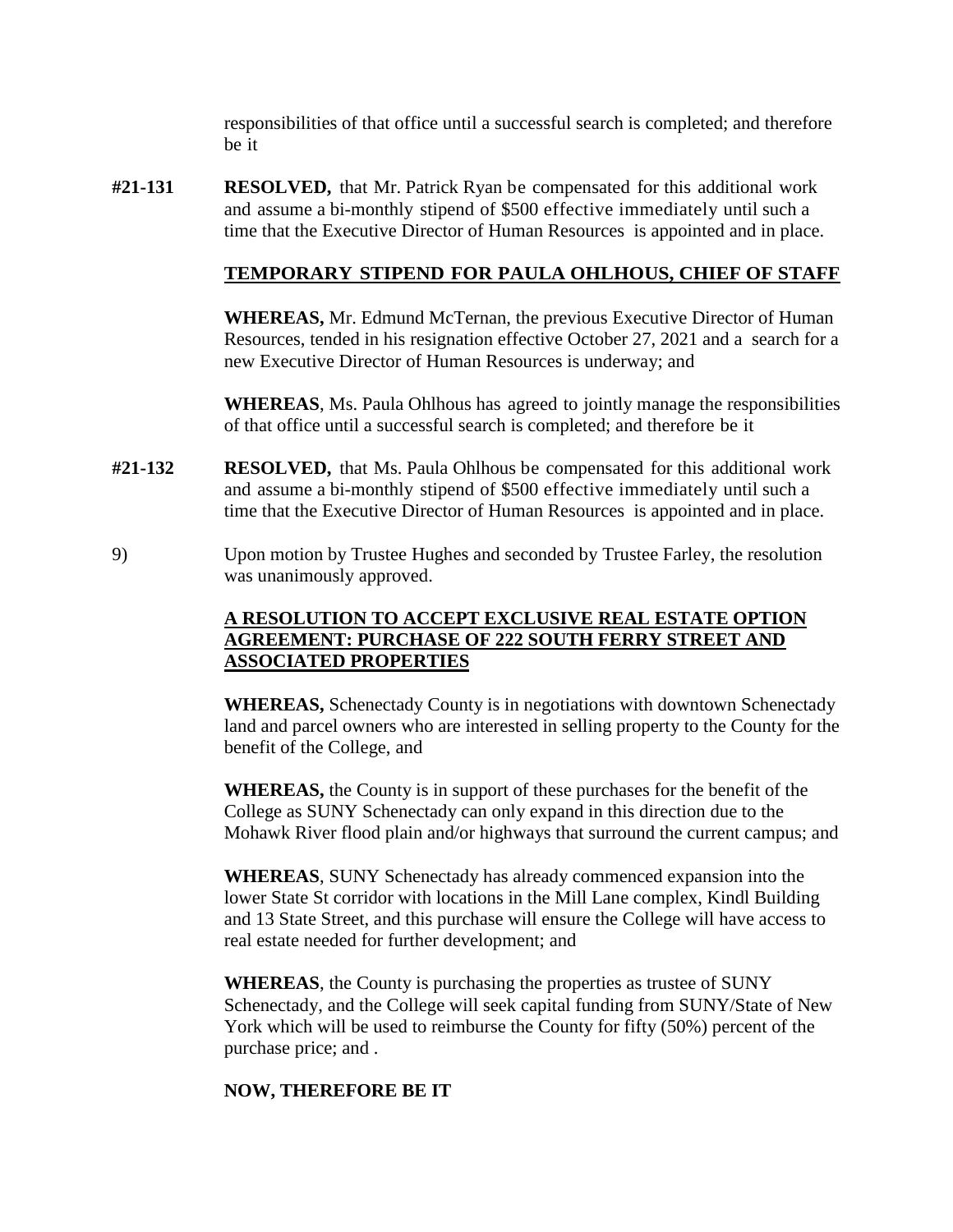responsibilities of that office until a successful search is completed; and therefore be it

**#21-131** **RESOLVED,** that Mr. Patrick Ryan be compensated for this additional work and assume a bi-monthly stipend of $500 effective immediately until such a time that the Executive Director of Human Resources is appointed and in place.

**TEMPORARY STIPEND FOR PAULA OHLHOUS, CHIEF OF STAFF**

**WHEREAS,** Mr. Edmund McTernan, the previous Executive Director of Human Resources, tended in his resignation effective October 27, 2021 and a search for a new Executive Director of Human Resources is underway; and

**WHEREAS**, Ms. Paula Ohlhous has agreed to jointly manage the responsibilities of that office until a successful search is completed; and therefore be it

**#21-132** **RESOLVED,** that Ms. Paula Ohlhous be compensated for this additional work and assume a bi-monthly stipend of $500 effective immediately until such a time that the Executive Director of Human Resources is appointed and in place.

9) Upon motion by Trustee Hughes and seconded by Trustee Farley, the resolution was unanimously approved.

**A RESOLUTION TO ACCEPT EXCLUSIVE REAL ESTATE OPTION AGREEMENT: PURCHASE OF 222 SOUTH FERRY STREET AND ASSOCIATED PROPERTIES**

**WHEREAS,** Schenectady County is in negotiations with downtown Schenectady land and parcel owners who are interested in selling property to the County for the benefit of the College, and

**WHEREAS,** the County is in support of these purchases for the benefit of the College as SUNY Schenectady can only expand in this direction due to the Mohawk River flood plain and/or highways that surround the current campus; and

**WHEREAS**, SUNY Schenectady has already commenced expansion into the lower State St corridor with locations in the Mill Lane complex, Kindl Building and 13 State Street, and this purchase will ensure the College will have access to real estate needed for further development; and

**WHEREAS**, the County is purchasing the properties as trustee of SUNY Schenectady, and the College will seek capital funding from SUNY/State of New York which will be used to reimburse the County for fifty (50%) percent of the purchase price; and .

**NOW, THEREFORE BE IT**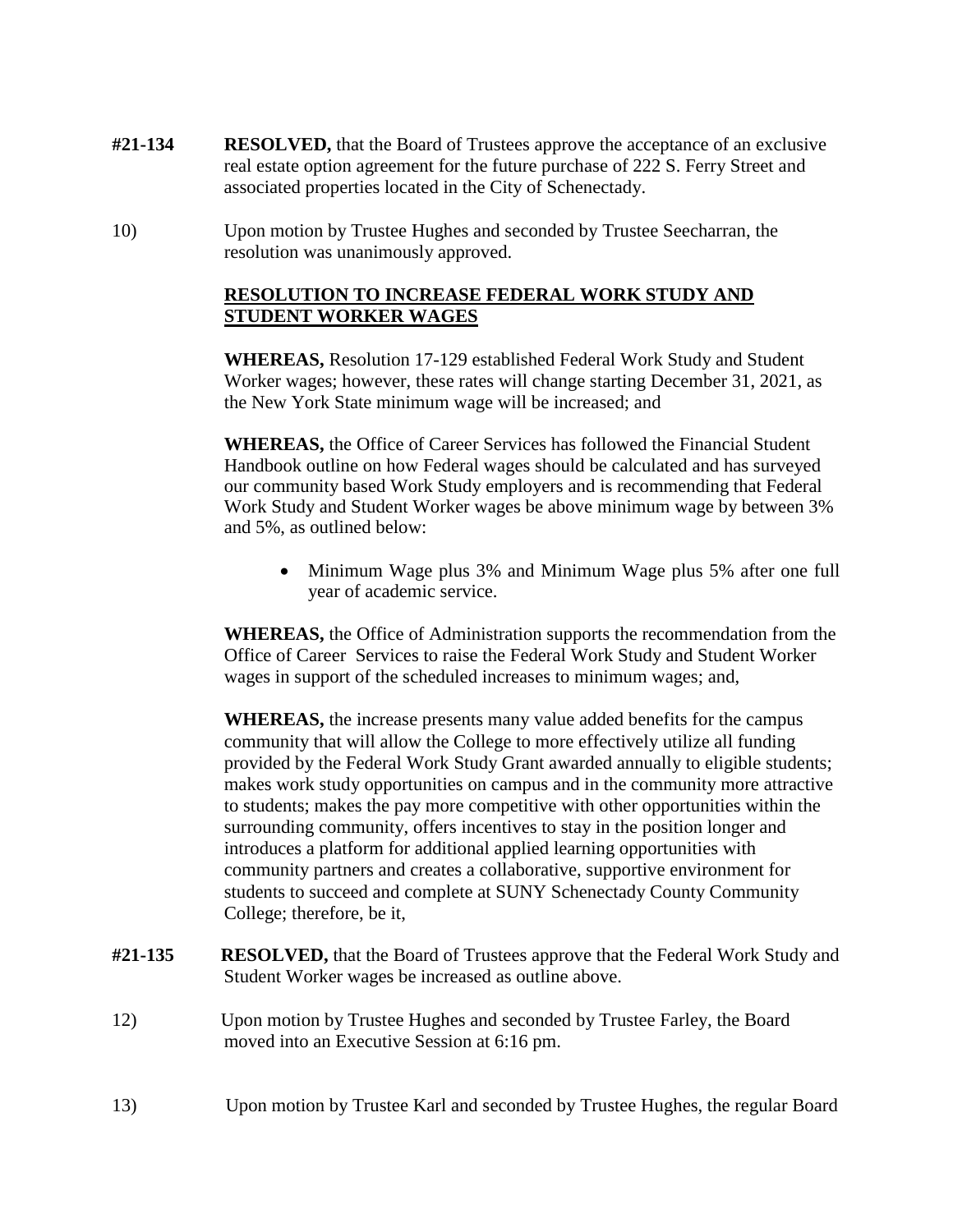**#21-134** **RESOLVED,** that the Board of Trustees approve the acceptance of an exclusive real estate option agreement for the future purchase of 222 S. Ferry Street and associated properties located in the City of Schenectady.

10) Upon motion by Trustee Hughes and seconded by Trustee Seecharran, the resolution was unanimously approved.

**RESOLUTION TO INCREASE FEDERAL WORK STUDY AND STUDENT WORKER WAGES**

**WHEREAS,** Resolution 17-129 established Federal Work Study and Student Worker wages; however, these rates will change starting December 31, 2021, as the New York State minimum wage will be increased; and

**WHEREAS,** the Office of Career Services has followed the Financial Student Handbook outline on how Federal wages should be calculated and has surveyed our community based Work Study employers and is recommending that Federal Work Study and Student Worker wages be above minimum wage by between 3% and 5%, as outlined below:

- Minimum Wage plus 3% and Minimum Wage plus 5% after one full year of academic service.

**WHEREAS,** the Office of Administration supports the recommendation from the Office of Career Services to raise the Federal Work Study and Student Worker wages in support of the scheduled increases to minimum wages; and,

**WHEREAS,** the increase presents many value added benefits for the campus community that will allow the College to more effectively utilize all funding provided by the Federal Work Study Grant awarded annually to eligible students; makes work study opportunities on campus and in the community more attractive to students; makes the pay more competitive with other opportunities within the surrounding community, offers incentives to stay in the position longer and introduces a platform for additional applied learning opportunities with community partners and creates a collaborative, supportive environment for students to succeed and complete at SUNY Schenectady County Community College; therefore, be it,

**#21-135** **RESOLVED,** that the Board of Trustees approve that the Federal Work Study and Student Worker wages be increased as outline above.

12) Upon motion by Trustee Hughes and seconded by Trustee Farley, the Board moved into an Executive Session at 6:16 pm.

13) Upon motion by Trustee Karl and seconded by Trustee Hughes, the regular Board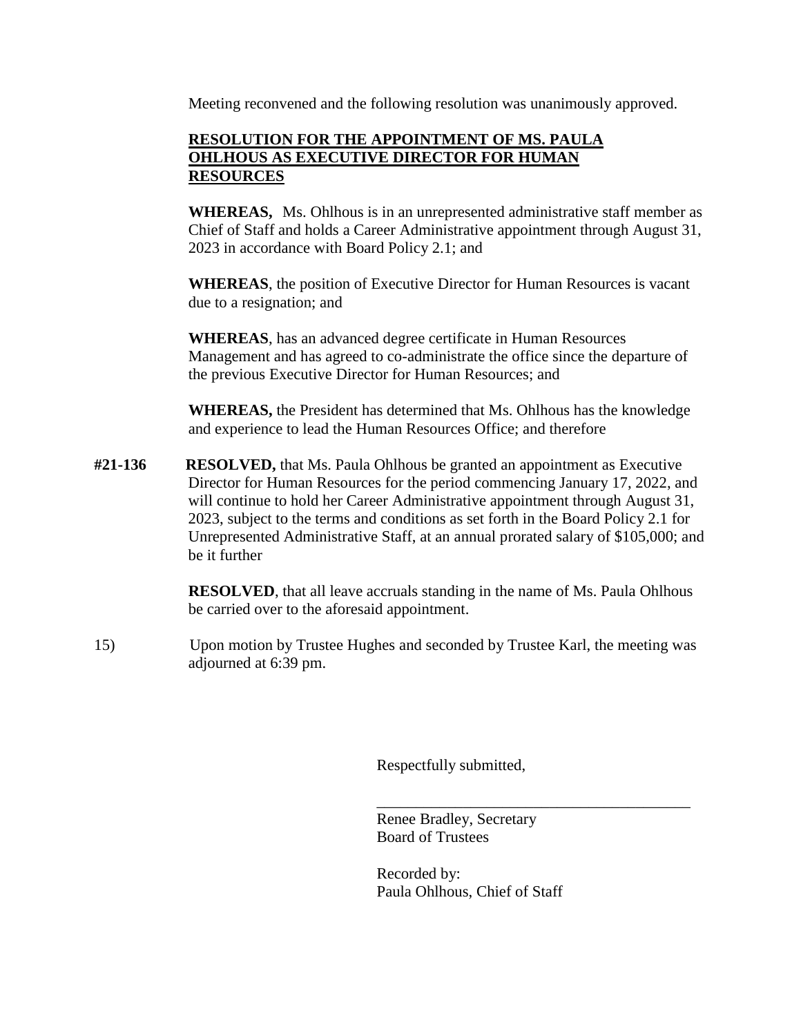Meeting reconvened and the following resolution was unanimously approved.

**RESOLUTION FOR THE APPOINTMENT OF MS. PAULA OHLHOUS AS EXECUTIVE DIRECTOR FOR HUMAN RESOURCES**

**WHEREAS,** Ms. Ohlhous is in an unrepresented administrative staff member as Chief of Staff and holds a Career Administrative appointment through August 31, 2023 in accordance with Board Policy 2.1; and

**WHEREAS**, the position of Executive Director for Human Resources is vacant due to a resignation; and

**WHEREAS**, has an advanced degree certificate in Human Resources Management and has agreed to co-administrate the office since the departure of the previous Executive Director for Human Resources; and

**WHEREAS,** the President has determined that Ms. Ohlhous has the knowledge and experience to lead the Human Resources Office; and therefore

**#21-136** **RESOLVED,** that Ms. Paula Ohlhous be granted an appointment as Executive Director for Human Resources for the period commencing January 17, 2022, and will continue to hold her Career Administrative appointment through August 31, 2023, subject to the terms and conditions as set forth in the Board Policy 2.1 for Unrepresented Administrative Staff, at an annual prorated salary of $105,000; and be it further

**RESOLVED**, that all leave accruals standing in the name of Ms. Paula Ohlhous be carried over to the aforesaid appointment.

15) Upon motion by Trustee Hughes and seconded by Trustee Karl, the meeting was adjourned at 6:39 pm.

Respectfully submitted,

\_\_\_\_\_\_\_\_\_\_\_\_\_\_\_\_\_\_\_\_\_\_\_\_\_\_\_\_\_\_\_\_\_\_\_\_\_\_\_\_

Renee Bradley, Secretary
Board of Trustees

Recorded by:
Paula Ohlhous, Chief of Staff